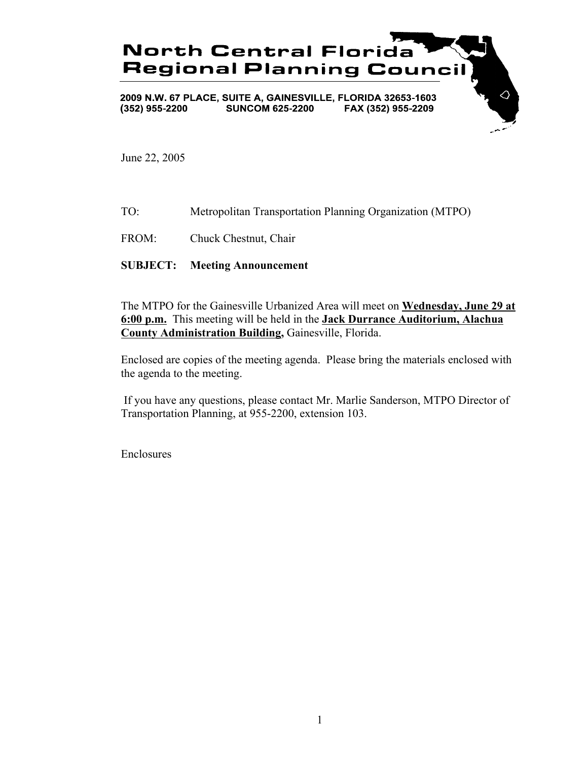# North Central Florida Regional Planning Council

**2009 N.W. 67 PLACE, SUITE A, GAINESVILLE, FLORIDA 32653-1603**
**(352) 955-2200 SUNCOM 625-2200 FAX (352) 955-2209**

June 22, 2005

TO: Metropolitan Transportation Planning Organization (MTPO)

FROM: Chuck Chestnut, Chair

**SUBJECT: Meeting Announcement**

The MTPO for the Gainesville Urbanized Area will meet on **Wednesday, June 29 at 6:00 p.m.** This meeting will be held in the **Jack Durrance Auditorium, Alachua County Administration Building,** Gainesville, Florida.

Enclosed are copies of the meeting agenda. Please bring the materials enclosed with the agenda to the meeting.

If you have any questions, please contact Mr. Marlie Sanderson, MTPO Director of Transportation Planning, at 955-2200, extension 103.

Enclosures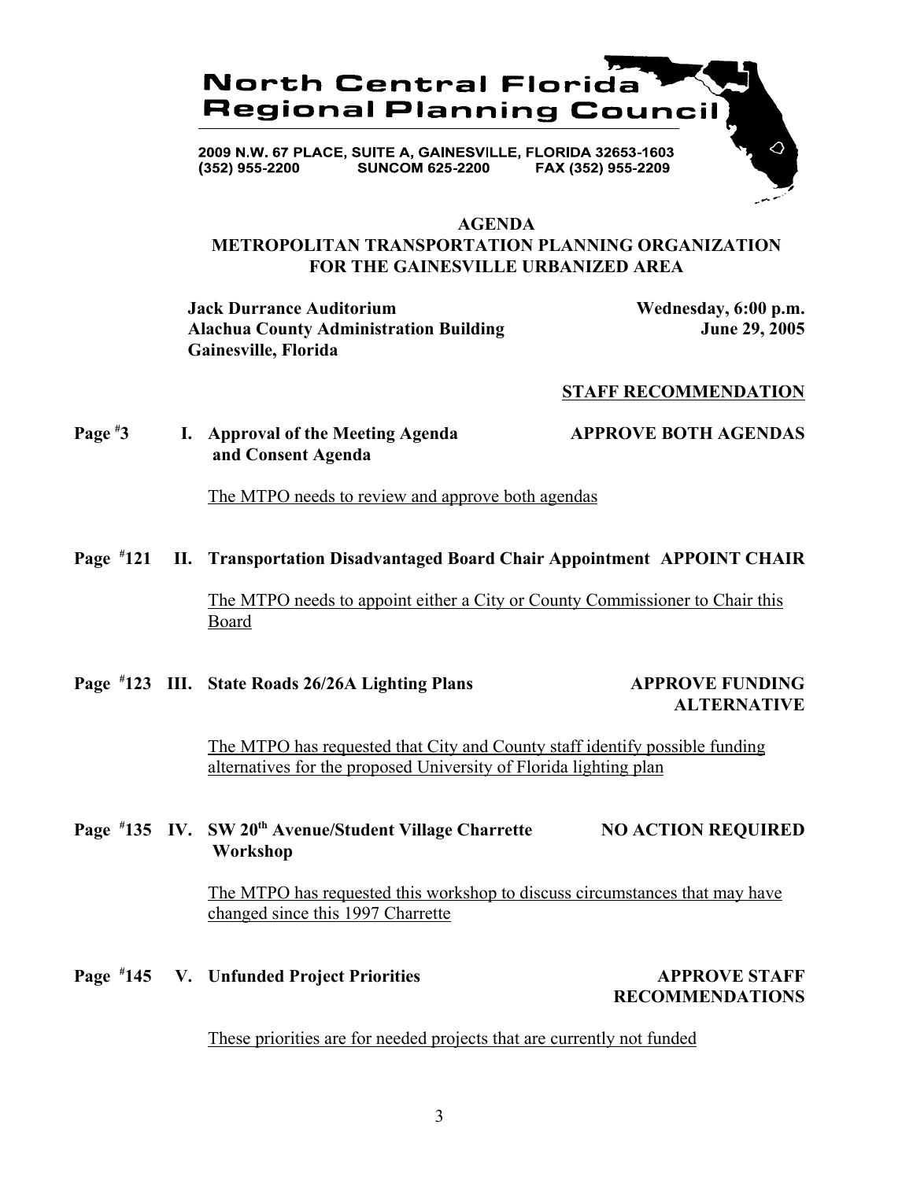**North Central Florida Regional Planning Council**

2009 N.W. 67 PLACE, SUITE A, GAINESVILLE, FLORIDA 32653-1603
(352) 955-2200 SUNCOM 625-2200 FAX (352) 955-2209

**AGENDA**
**METROPOLITAN TRANSPORTATION PLANNING ORGANIZATION FOR THE GAINESVILLE URBANIZED AREA**

**Jack Durrance Auditorium**
**Alachua County Administration Building**
**Gainesville, Florida**

**Wednesday, 6:00 p.m.**
**June 29, 2005**

**STAFF RECOMMENDATION**

**Page #3 I. Approval of the Meeting Agenda and Consent Agenda** — **APPROVE BOTH AGENDAS**

The MTPO needs to review and approve both agendas

**Page #121 II. Transportation Disadvantaged Board Chair Appointment** — **APPOINT CHAIR**

The MTPO needs to appoint either a City or County Commissioner to Chair this Board

**Page #123 III. State Roads 26/26A Lighting Plans** — **APPROVE FUNDING ALTERNATIVE**

The MTPO has requested that City and County staff identify possible funding alternatives for the proposed University of Florida lighting plan

**Page #135 IV. SW 20th Avenue/Student Village Charrette Workshop** — **NO ACTION REQUIRED**

The MTPO has requested this workshop to discuss circumstances that may have changed since this 1997 Charrette

**Page #145 V. Unfunded Project Priorities** — **APPROVE STAFF RECOMMENDATIONS**

These priorities are for needed projects that are currently not funded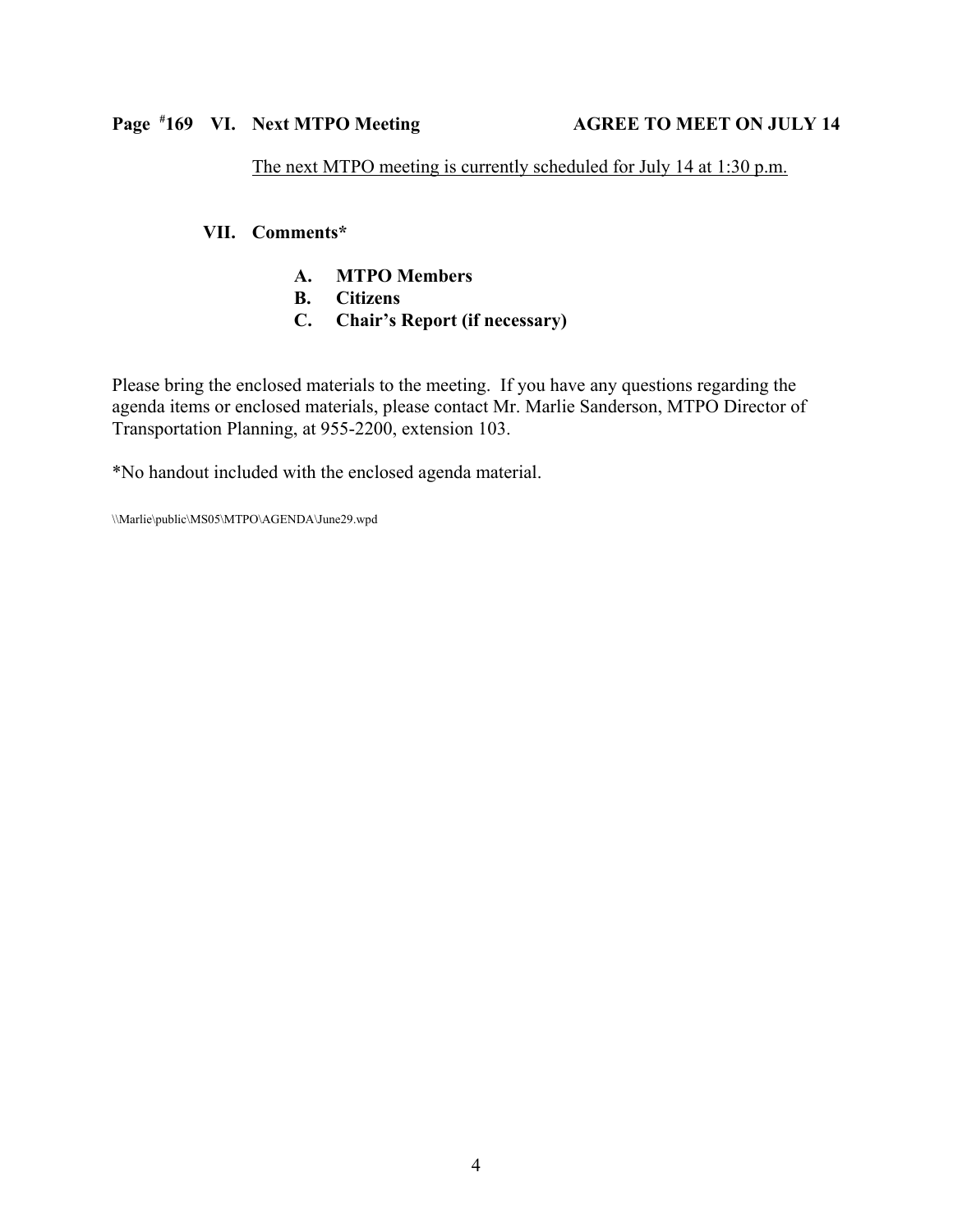**Page [#]169 VI. Next MTPO Meeting** **AGREE TO MEET ON JULY 14**

The next MTPO meeting is currently scheduled for July 14 at 1:30 p.m.

**VII. Comments***

- **A. MTPO Members**
- **B. Citizens**
- **C. Chair's Report (if necessary)**

Please bring the enclosed materials to the meeting. If you have any questions regarding the agenda items or enclosed materials, please contact Mr. Marlie Sanderson, MTPO Director of Transportation Planning, at 955-2200, extension 103.

*No handout included with the enclosed agenda material.

\\Marlie\public\MS05\MTPO\AGENDA\June29.wpd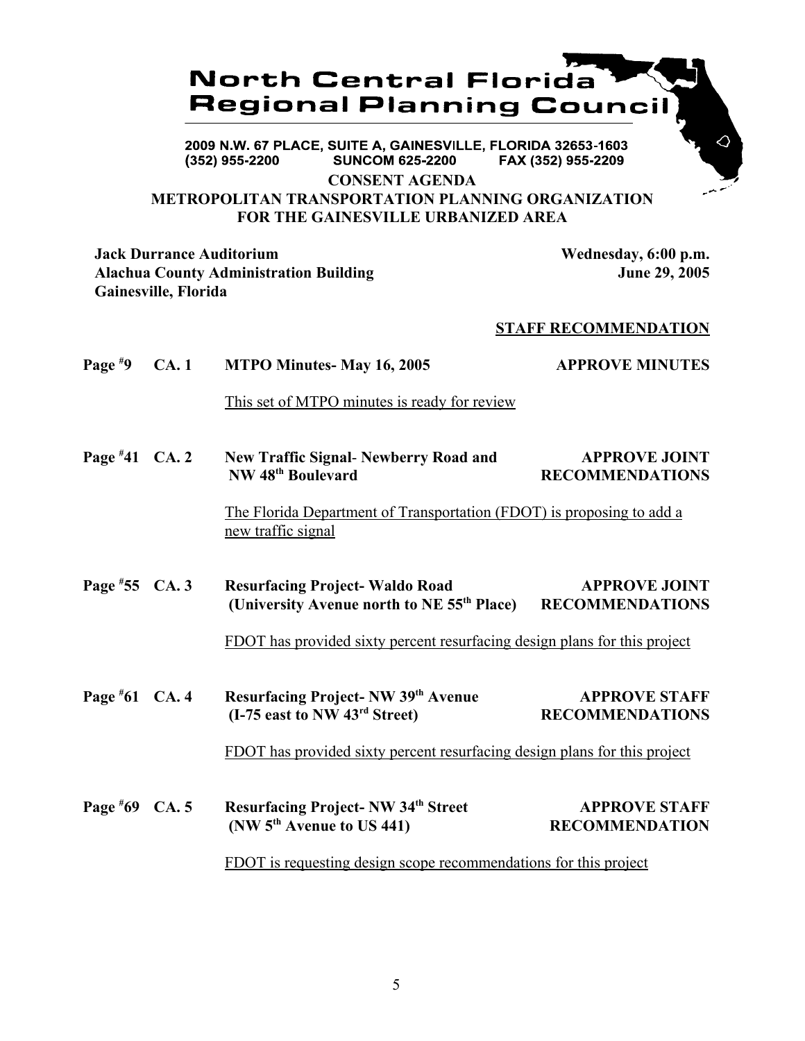# North Central Florida Regional Planning Council

2009 N.W. 67 PLACE, SUITE A, GAINESVILLE, FLORIDA 32653-1603
(352) 955-2200 SUNCOM 625-2200 FAX (352) 955-2209

## CONSENT AGENDA
## METROPOLITAN TRANSPORTATION PLANNING ORGANIZATION FOR THE GAINESVILLE URBANIZED AREA

**Jack Durrance Auditorium**
**Alachua County Administration Building**
**Gainesville, Florida**

**Wednesday, 6:00 p.m.**
**June 29, 2005**

**STAFF RECOMMENDATION**

**Page #9 CA. 1 MTPO Minutes- May 16, 2005** — **APPROVE MINUTES**

This set of MTPO minutes is ready for review

**Page #41 CA. 2 New Traffic Signal- Newberry Road and NW 48th Boulevard** — **APPROVE JOINT RECOMMENDATIONS**

The Florida Department of Transportation (FDOT) is proposing to add a new traffic signal

**Page #55 CA. 3 Resurfacing Project- Waldo Road (University Avenue north to NE 55th Place)** — **APPROVE JOINT RECOMMENDATIONS**

FDOT has provided sixty percent resurfacing design plans for this project

**Page #61 CA. 4 Resurfacing Project- NW 39th Avenue (I-75 east to NW 43rd Street)** — **APPROVE STAFF RECOMMENDATIONS**

FDOT has provided sixty percent resurfacing design plans for this project

**Page #69 CA. 5 Resurfacing Project- NW 34th Street (NW 5th Avenue to US 441)** — **APPROVE STAFF RECOMMENDATION**

FDOT is requesting design scope recommendations for this project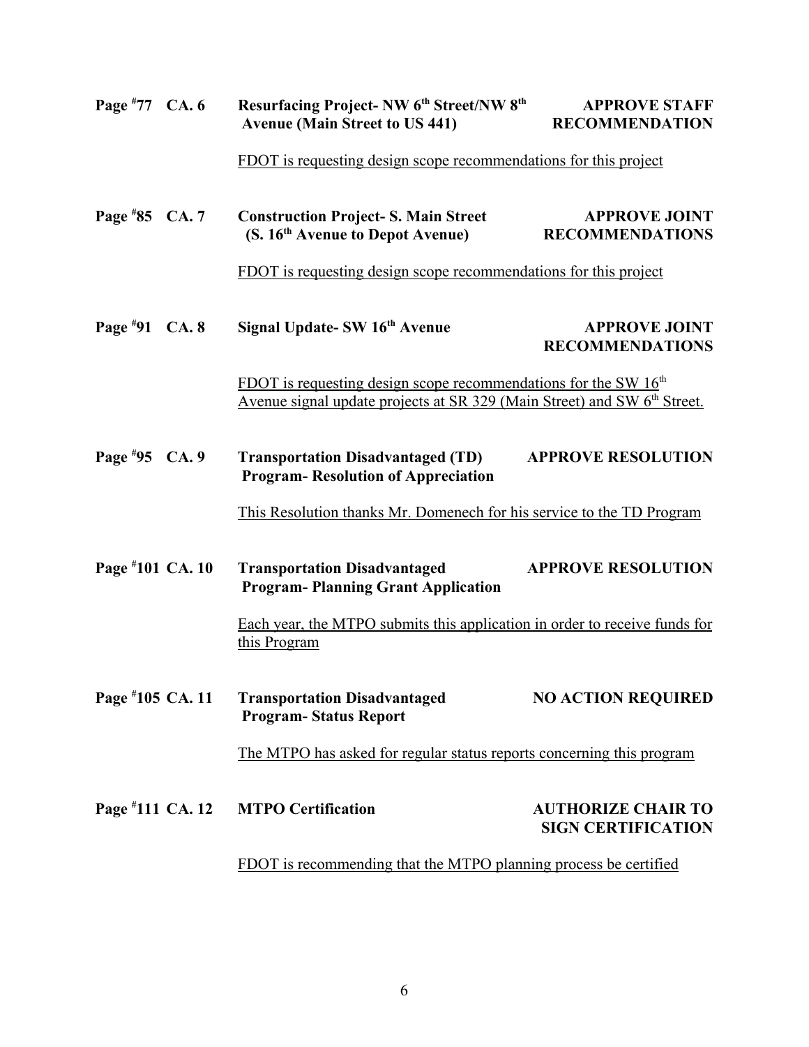**Page #77 CA. 6** **Resurfacing Project- NW 6th Street/NW 8th Avenue (Main Street to US 441)** **APPROVE STAFF RECOMMENDATION**

FDOT is requesting design scope recommendations for this project

**Page #85 CA. 7** **Construction Project- S. Main Street (S. 16th Avenue to Depot Avenue)** **APPROVE JOINT RECOMMENDATIONS**

FDOT is requesting design scope recommendations for this project

**Page #91 CA. 8** **Signal Update- SW 16th Avenue** **APPROVE JOINT RECOMMENDATIONS**

FDOT is requesting design scope recommendations for the SW 16th Avenue signal update projects at SR 329 (Main Street) and SW 6th Street.

**Page #95 CA. 9** **Transportation Disadvantaged (TD) Program- Resolution of Appreciation** **APPROVE RESOLUTION**

This Resolution thanks Mr. Domenech for his service to the TD Program

**Page #101 CA. 10** **Transportation Disadvantaged Program- Planning Grant Application** **APPROVE RESOLUTION**

Each year, the MTPO submits this application in order to receive funds for this Program

**Page #105 CA. 11** **Transportation Disadvantaged Program- Status Report** **NO ACTION REQUIRED**

The MTPO has asked for regular status reports concerning this program

**Page #111 CA. 12** **MTPO Certification** **AUTHORIZE CHAIR TO SIGN CERTIFICATION**

FDOT is recommending that the MTPO planning process be certified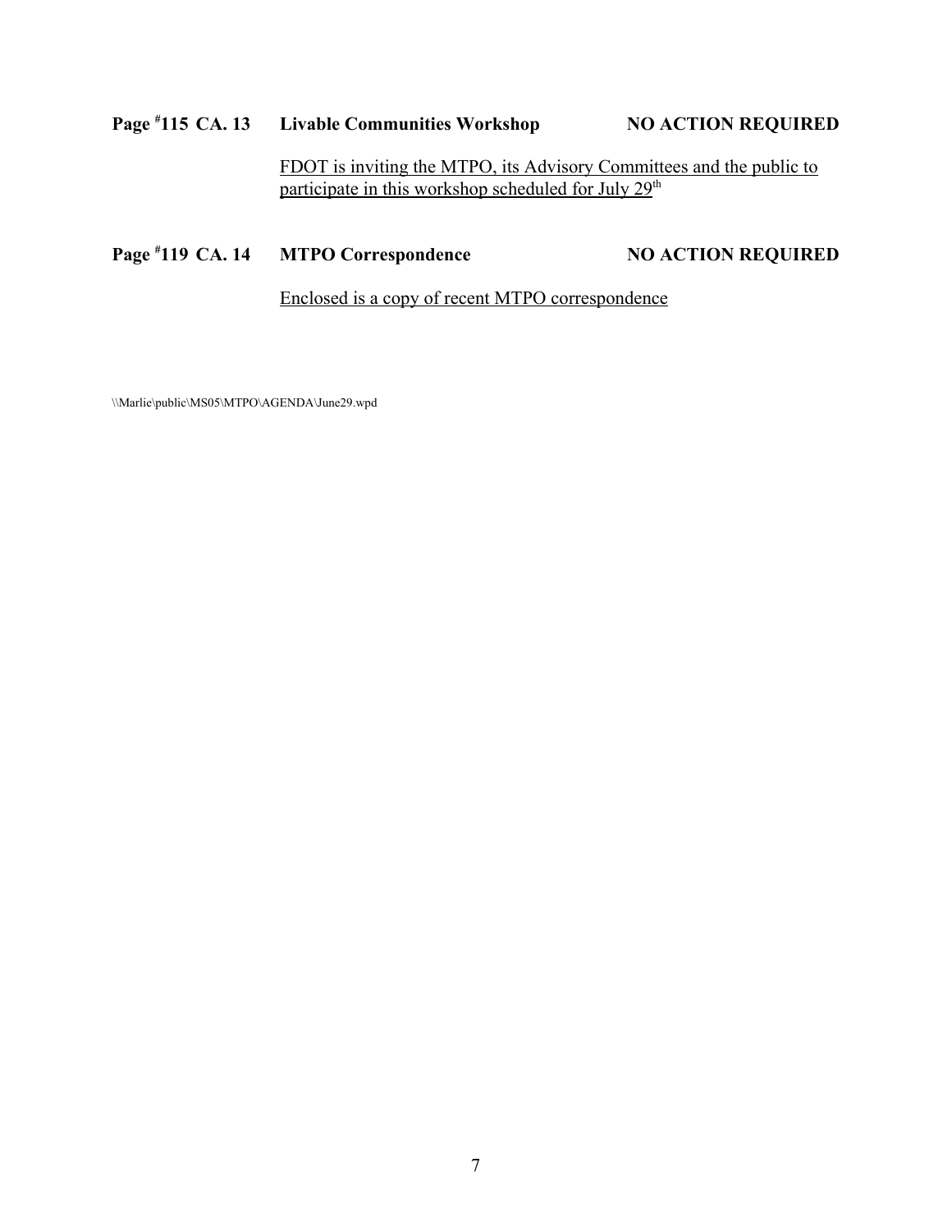**Page #115 CA. 13 Livable Communities Workshop NO ACTION REQUIRED**

FDOT is inviting the MTPO, its Advisory Committees and the public to participate in this workshop scheduled for July 29th

**Page #119 CA. 14 MTPO Correspondence NO ACTION REQUIRED**

Enclosed is a copy of recent MTPO correspondence

\\Marlie\public\MS05\MTPO\AGENDA\June29.wpd